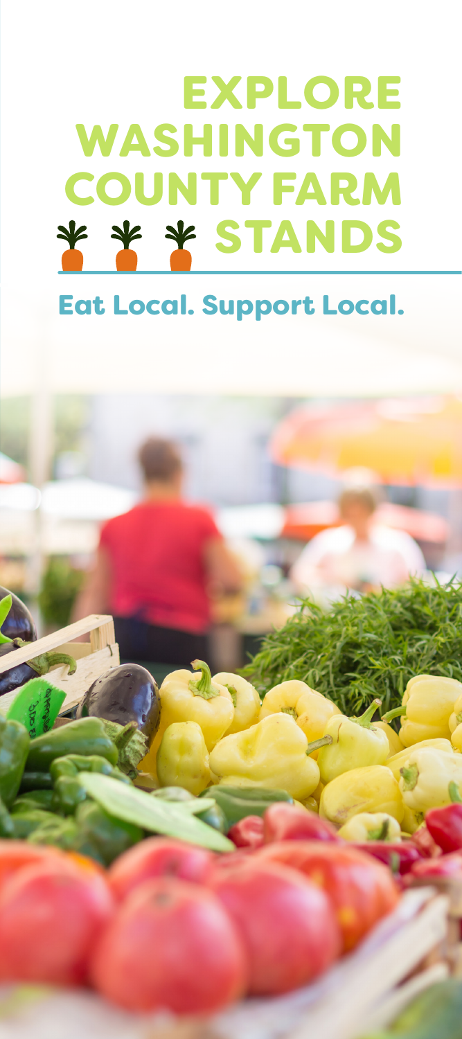# EXPLORE WASHINGTON COUNTY FARM STANDS

## Eat Local. Support Local.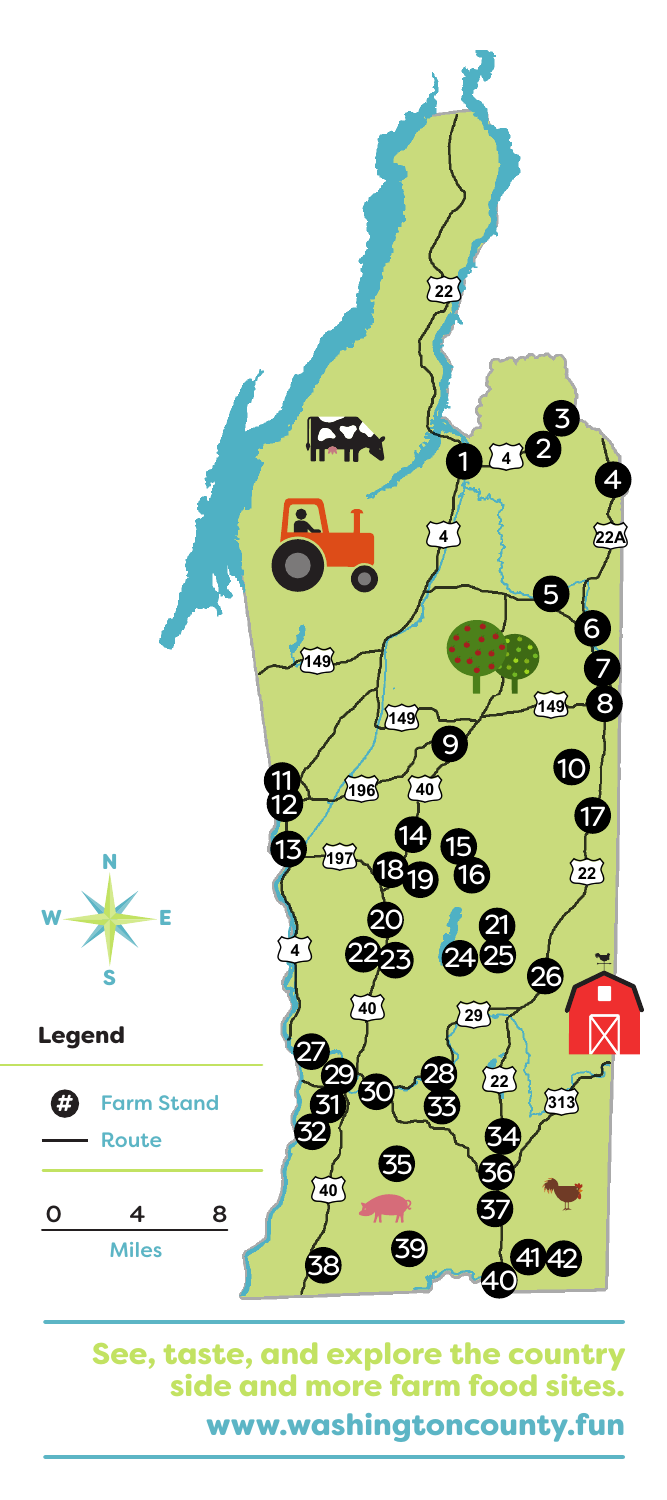## Legend

- # Farm Stand
- — Route

0 4 8

Miles

See, taste, and explore the country side and more farm food sites.

**www.washingtoncounty.fun**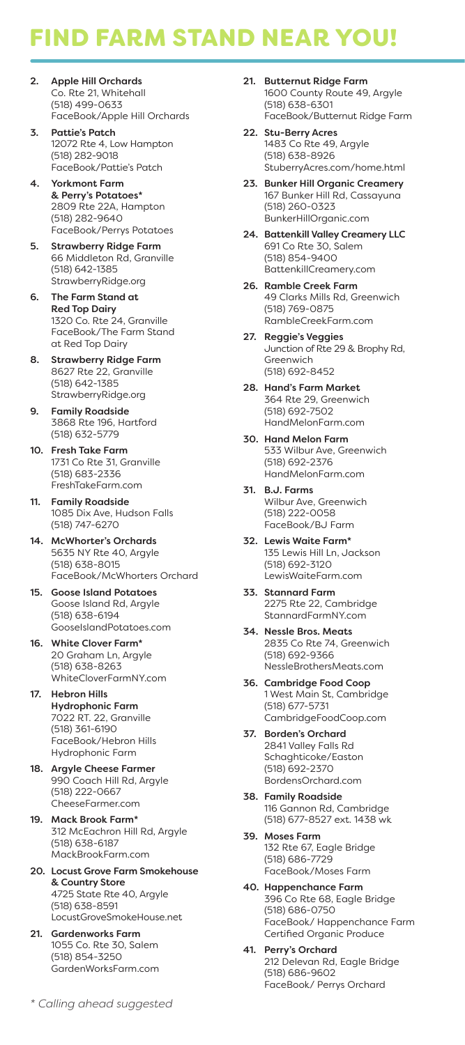# FIND FARM STAND NEAR YOU!

2. **Apple Hill Orchards**
   Co. Rte 21, Whitehall
   (518) 499-0633
   FaceBook/Apple Hill Orchards

3. **Pattie's Patch**
   12072 Rte 4, Low Hampton
   (518) 282-9018
   FaceBook/Pattie's Patch

4. **Yorkmont Farm & Perry's Potatoes***
   2809 Rte 22A, Hampton
   (518) 282-9640
   FaceBook/Perrys Potatoes

5. **Strawberry Ridge Farm**
   66 Middleton Rd, Granville
   (518) 642-1385
   StrawberryRidge.org

6. **The Farm Stand at Red Top Dairy**
   1320 Co. Rte 24, Granville
   FaceBook/The Farm Stand at Red Top Dairy

8. **Strawberry Ridge Farm**
   8627 Rte 22, Granville
   (518) 642-1385
   StrawberryRidge.org

9. **Family Roadside**
   3868 Rte 196, Hartford
   (518) 632-5779

10. **Fresh Take Farm**
    1731 Co Rte 31, Granville
    (518) 683-2336
    FreshTakeFarm.com

11. **Family Roadside**
    1085 Dix Ave, Hudson Falls
    (518) 747-6270

14. **McWhorter's Orchards**
    5635 NY Rte 40, Argyle
    (518) 638-8015
    FaceBook/McWhorters Orchard

15. **Goose Island Potatoes**
    Goose Island Rd, Argyle
    (518) 638-6194
    GooseIslandPotatoes.com

16. **White Clover Farm***
    20 Graham Ln, Argyle
    (518) 638-8263
    WhiteCloverFarmNY.com

17. **Hebron Hills Hydrophonic Farm**
    7022 RT. 22, Granville
    (518) 361-6190
    FaceBook/Hebron Hills Hydrophonic Farm

18. **Argyle Cheese Farmer**
    990 Coach Hill Rd, Argyle
    (518) 222-0667
    CheeseFarmer.com

19. **Mack Brook Farm***
    312 McEachron Hill Rd, Argyle
    (518) 638-6187
    MackBrookFarm.com

20. **Locust Grove Farm Smokehouse & Country Store**
    4725 State Rte 40, Argyle
    (518) 638-8591
    LocustGroveSmokeHouse.net

21. **Gardenworks Farm**
    1055 Co. Rte 30, Salem
    (518) 854-3250
    GardenWorksFarm.com

21. **Butternut Ridge Farm**
    1600 County Route 49, Argyle
    (518) 638-6301
    FaceBook/Butternut Ridge Farm

22. **Stu-Berry Acres**
    1483 Co Rte 49, Argyle
    (518) 638-8926
    StuberryAcres.com/home.html

23. **Bunker Hill Organic Creamery**
    167 Bunker Hill Rd, Cassayuna
    (518) 260-0323
    BunkerHillOrganic.com

24. **Battenkill Valley Creamery LLC**
    691 Co Rte 30, Salem
    (518) 854-9400
    BattenkillCreamery.com

26. **Ramble Creek Farm**
    49 Clarks Mills Rd, Greenwich
    (518) 769-0875
    RambleCreekFarm.com

27. **Reggie's Veggies**
    Junction of Rte 29 & Brophy Rd, Greenwich
    (518) 692-8452

28. **Hand's Farm Market**
    364 Rte 29, Greenwich
    (518) 692-7502
    HandMelonFarm.com

30. **Hand Melon Farm**
    533 Wilbur Ave, Greenwich
    (518) 692-2376
    HandMelonFarm.com

31. **B.J. Farms**
    Wilbur Ave, Greenwich
    (518) 222-0058
    FaceBook/BJ Farm

32. **Lewis Waite Farm***
    135 Lewis Hill Ln, Jackson
    (518) 692-3120
    LewisWaiteFarm.com

33. **Stannard Farm**
    2275 Rte 22, Cambridge
    StannardFarmNY.com

34. **Nessle Bros. Meats**
    2835 Co Rte 74, Greenwich
    (518) 692-9366
    NessleBrothersMeats.com

36. **Cambridge Food Coop**
    1 West Main St, Cambridge
    (518) 677-5731
    CambridgeFoodCoop.com

37. **Borden's Orchard**
    2841 Valley Falls Rd
    Schaghticoke/Easton
    (518) 692-2370
    BordensOrchard.com

38. **Family Roadside**
    116 Gannon Rd, Cambridge
    (518) 677-8527 ext. 1438 wk

39. **Moses Farm**
    132 Rte 67, Eagle Bridge
    (518) 686-7729
    FaceBook/Moses Farm

40. **Happenchance Farm**
    396 Co Rte 68, Eagle Bridge
    (518) 686-0750
    FaceBook/ Happenchance Farm
    Certified Organic Produce

41. **Perry's Orchard**
    212 Delevan Rd, Eagle Bridge
    (518) 686-9602
    FaceBook/ Perrys Orchard

*\* Calling ahead suggested*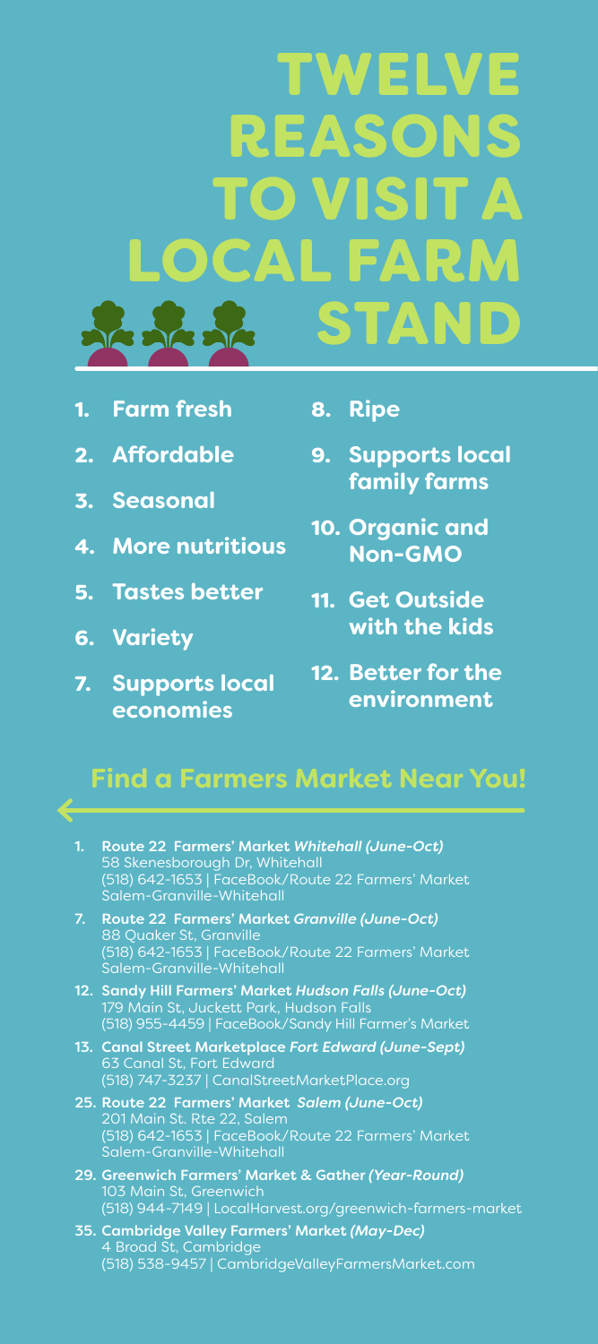# TWELVE REASONS TO VISIT A LOCAL FARM STAND

1. **Farm fresh**
2. **Affordable**
3. **Seasonal**
4. **More nutritious**
5. **Tastes better**
6. **Variety**
7. **Supports local economies**
8. **Ripe**
9. **Supports local family farms**
10. **Organic and Non-GMO**
11. **Get Outside with the kids**
12. **Better for the environment**

## Find a Farmers Market Near You!

1. **Route 22 Farmers' Market** ***Whitehall (June-Oct)***
   58 Skenesborough Dr, Whitehall
   (518) 642-1653 | FaceBook/Route 22 Farmers' Market Salem-Granville-Whitehall

7. **Route 22 Farmers' Market** ***Granville (June-Oct)***
   88 Quaker St, Granville
   (518) 642-1653 | FaceBook/Route 22 Farmers' Market Salem-Granville-Whitehall

12. **Sandy Hill Farmers' Market** ***Hudson Falls (June-Oct)***
    179 Main St, Juckett Park, Hudson Falls
    (518) 955-4459 | FaceBook/Sandy Hill Farmer's Market

13. **Canal Street Marketplace** ***Fort Edward (June-Sept)***
    63 Canal St, Fort Edward
    (518) 747-3237 | CanalStreetMarketPlace.org

25. **Route 22 Farmers' Market** ***Salem (June-Oct)***
    201 Main St. Rte 22, Salem
    (518) 642-1653 | FaceBook/Route 22 Farmers' Market Salem-Granville-Whitehall

29. **Greenwich Farmers' Market & Gather** ***(Year-Round)***
    103 Main St, Greenwich
    (518) 944-7149 | LocalHarvest.org/greenwich-farmers-market

35. **Cambridge Valley Farmers' Market** ***(May-Dec)***
    4 Broad St, Cambridge
    (518) 538-9457 | CambridgeValleyFarmersMarket.com